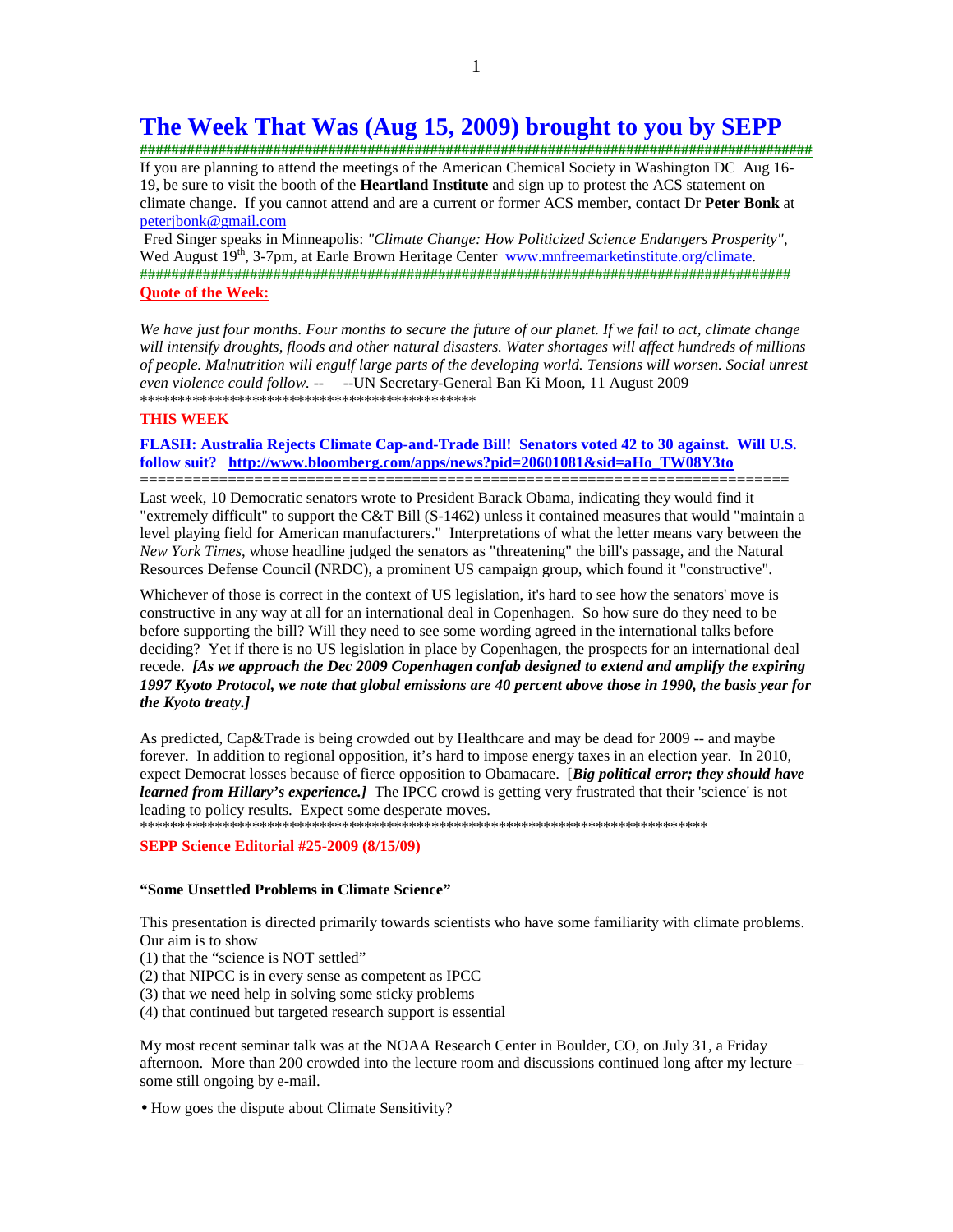# The Week That Was (Aug 15, 2009) brought to you by SEPP

If you are planning to attend the meetings of the American Chemical Society in Washington DC Aug 16-19, be sure to visit the booth of the **Heartland Institute** and sign up to protest the ACS statement on climate change. If you cannot attend and are a current or former ACS member, contact Dr **Peter Bonk** at peterjbonk@gmail.com

Fred Singer speaks in Minneapolis: *"Climate Change: How Politicized Science Endangers Prosperity"*, Wed August 19th, 3-7pm, at Earle Brown Heritage Center www.mnfreemarketinstitute.org/climate.

**Quote of the Week:**

*We have just four months. Four months to secure the future of our planet. If we fail to act, climate change will intensify droughts, floods and other natural disasters. Water shortages will affect hundreds of millions of people. Malnutrition will engulf large parts of the developing world. Tensions will worsen. Social unrest even violence could follow. --* --UN Secretary-General Ban Ki Moon, 11 August 2009

**THIS WEEK**

**FLASH: Australia Rejects Climate Cap-and-Trade Bill! Senators voted 42 to 30 against. Will U.S. follow suit? http://www.bloomberg.com/apps/news?pid=20601081&sid=aHo_TW08Y3to**

Last week, 10 Democratic senators wrote to President Barack Obama, indicating they would find it "extremely difficult" to support the C&T Bill (S-1462) unless it contained measures that would "maintain a level playing field for American manufacturers." Interpretations of what the letter means vary between the *New York Times*, whose headline judged the senators as "threatening" the bill's passage, and the Natural Resources Defense Council (NRDC), a prominent US campaign group, which found it "constructive".

Whichever of those is correct in the context of US legislation, it's hard to see how the senators' move is constructive in any way at all for an international deal in Copenhagen. So how sure do they need to be before supporting the bill? Will they need to see some wording agreed in the international talks before deciding? Yet if there is no US legislation in place by Copenhagen, the prospects for an international deal recede. ***[As we approach the Dec 2009 Copenhagen confab designed to extend and amplify the expiring 1997 Kyoto Protocol, we note that global emissions are 40 percent above those in 1990, the basis year for the Kyoto treaty.]***

As predicted, Cap&Trade is being crowded out by Healthcare and may be dead for 2009 -- and maybe forever. In addition to regional opposition, it's hard to impose energy taxes in an election year. In 2010, expect Democrat losses because of fierce opposition to Obamacare. [***Big political error; they should have learned from Hillary's experience.]*** The IPCC crowd is getting very frustrated that their 'science' is not leading to policy results. Expect some desperate moves.

**SEPP Science Editorial #25-2009 (8/15/09)**

**"Some Unsettled Problems in Climate Science"**

This presentation is directed primarily towards scientists who have some familiarity with climate problems. Our aim is to show
(1) that the "science is NOT settled"
(2) that NIPCC is in every sense as competent as IPCC
(3) that we need help in solving some sticky problems
(4) that continued but targeted research support is essential

My most recent seminar talk was at the NOAA Research Center in Boulder, CO, on July 31, a Friday afternoon. More than 200 crowded into the lecture room and discussions continued long after my lecture – some still ongoing by e-mail.

- How goes the dispute about Climate Sensitivity?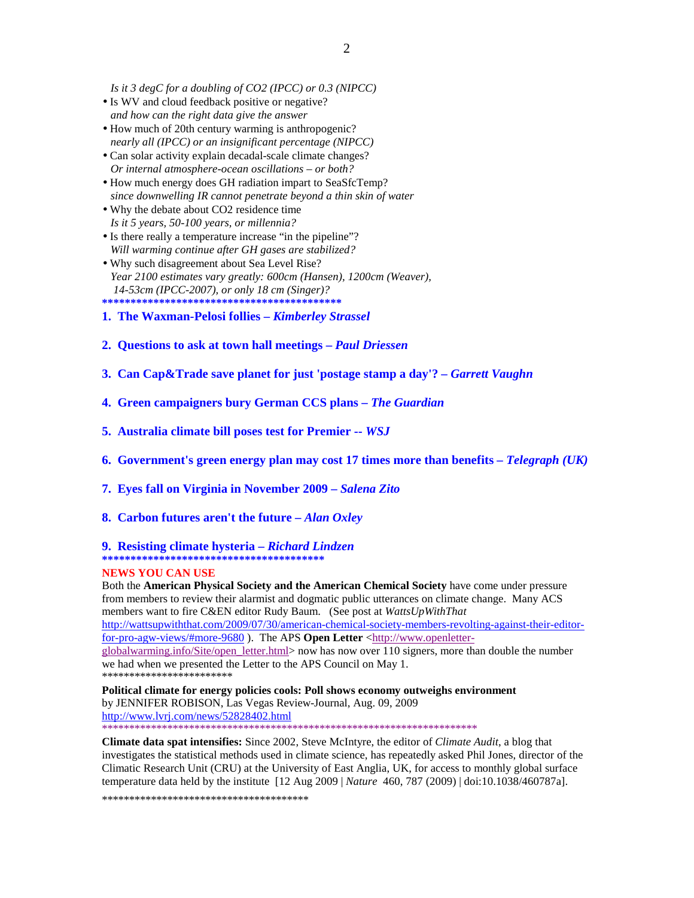*Is it 3 degC for a doubling of CO2 (IPCC) or 0.3 (NIPCC)*

- Is WV and cloud feedback positive or negative?
  *and how can the right data give the answer*
- How much of 20th century warming is anthropogenic?
  *nearly all (IPCC) or an insignificant percentage (NIPCC)*
- Can solar activity explain decadal-scale climate changes?
  *Or internal atmosphere-ocean oscillations – or both?*
- How much energy does GH radiation impart to SeaSfcTemp?
  *since downwelling IR cannot penetrate beyond a thin skin of water*
- Why the debate about CO2 residence time
  *Is it 5 years, 50-100 years, or millennia?*
- Is there really a temperature increase "in the pipeline"?
  *Will warming continue after GH gases are stabilized?*
- Why such disagreement about Sea Level Rise?
  *Year 2100 estimates vary greatly: 600cm (Hansen), 1200cm (Weaver), 14-53cm (IPCC-2007), or only 18 cm (Singer)?*

**********************************************

1. **The Waxman-Pelosi follies – *Kimberley Strassel***

2. **Questions to ask at town hall meetings – *Paul Driessen***

3. **Can Cap&Trade save planet for just 'postage stamp a day'? – *Garrett Vaughn***

4. **Green campaigners bury German CCS plans – *The Guardian***

5. **Australia climate bill poses test for Premier -- *WSJ***

6. **Government's green energy plan may cost 17 times more than benefits – *Telegraph (UK)***

7. **Eyes fall on Virginia in November 2009 – *Salena Zito***

8. **Carbon futures aren't the future – *Alan Oxley***

9. **Resisting climate hysteria – *Richard Lindzen***

****************************************

**NEWS YOU CAN USE**

Both the **American Physical Society and the American Chemical Society** have come under pressure from members to review their alarmist and dogmatic public utterances on climate change. Many ACS members want to fire C&EN editor Rudy Baum. (See post at *WattsUpWithThat* http://wattsupwiththat.com/2009/07/30/american-chemical-society-members-revolting-against-their-editor-for-pro-agw-views/#more-9680 ). The APS **Open Letter** <http://www.openletter-globalwarming.info/Site/open_letter.html> now has now over 110 signers, more than double the number we had when we presented the Letter to the APS Council on May 1.

************************

**Political climate for energy policies cools: Poll shows economy outweighs environment**
by JENNIFER ROBISON, Las Vegas Review-Journal, Aug. 09, 2009
http://www.lvrj.com/news/52828402.html

**************************************************************************

**Climate data spat intensifies:** Since 2002, Steve McIntyre, the editor of *Climate Audit*, a blog that investigates the statistical methods used in climate science, has repeatedly asked Phil Jones, director of the Climatic Research Unit (CRU) at the University of East Anglia, UK, for access to monthly global surface temperature data held by the institute [12 Aug 2009 | *Nature* 460, 787 (2009) | doi:10.1038/460787a].

**************************************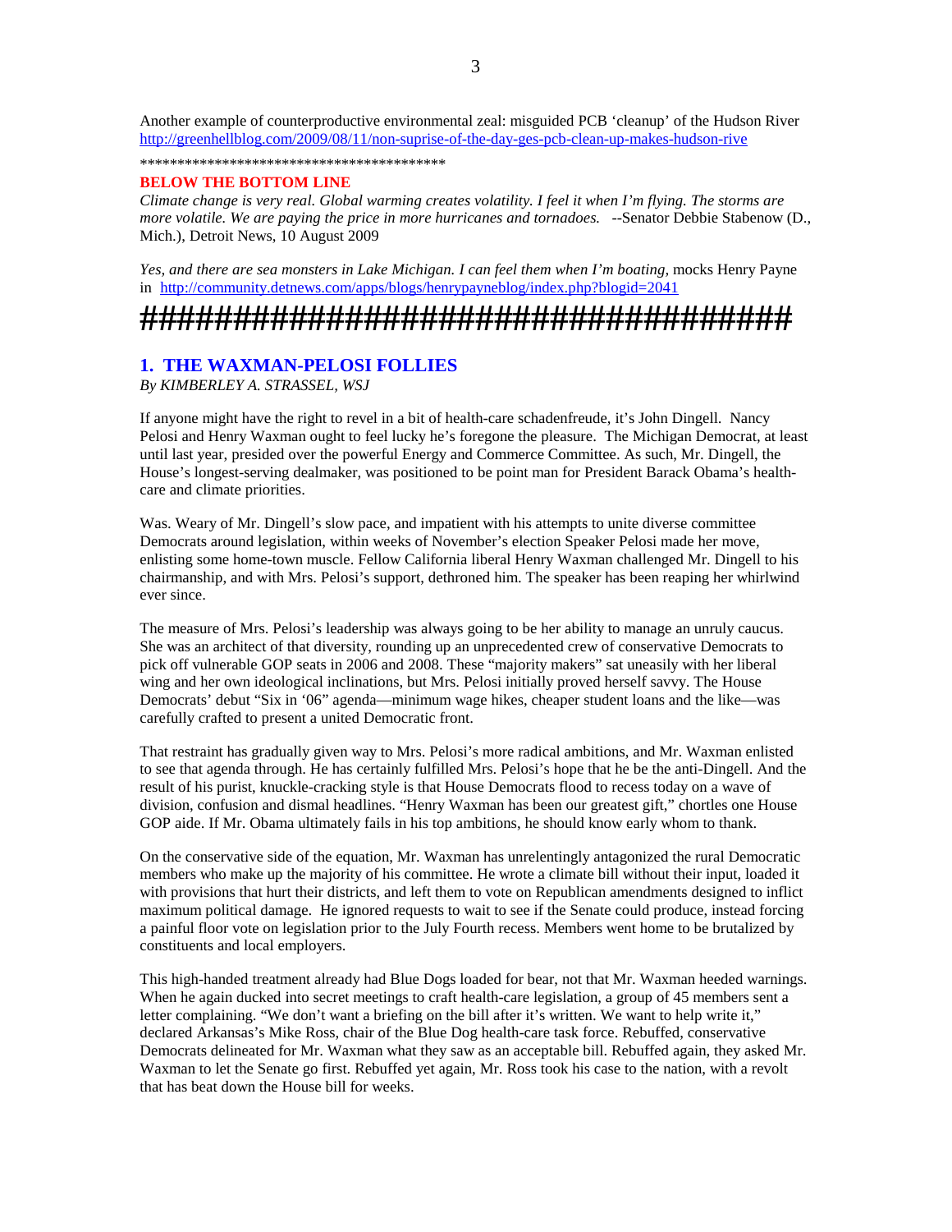Another example of counterproductive environmental zeal: misguided PCB 'cleanup' of the Hudson River http://greenhellblog.com/2009/08/11/non-suprise-of-the-day-ges-pcb-clean-up-makes-hudson-rive

*******************************************

**BELOW THE BOTTOM LINE**

*Climate change is very real. Global warming creates volatility. I feel it when I'm flying. The storms are more volatile. We are paying the price in more hurricanes and tornadoes.* --Senator Debbie Stabenow (D., Mich.), Detroit News, 10 August 2009

*Yes, and there are sea monsters in Lake Michigan. I can feel them when I'm boating,* mocks Henry Payne in http://community.detnews.com/apps/blogs/henrypayneblog/index.php?blogid=2041

#####################################

## 1. THE WAXMAN-PELOSI FOLLIES

*By KIMBERLEY A. STRASSEL, WSJ*

If anyone might have the right to revel in a bit of health-care schadenfreude, it's John Dingell. Nancy Pelosi and Henry Waxman ought to feel lucky he's foregone the pleasure. The Michigan Democrat, at least until last year, presided over the powerful Energy and Commerce Committee. As such, Mr. Dingell, the House's longest-serving dealmaker, was positioned to be point man for President Barack Obama's health-care and climate priorities.

Was. Weary of Mr. Dingell's slow pace, and impatient with his attempts to unite diverse committee Democrats around legislation, within weeks of November's election Speaker Pelosi made her move, enlisting some home-town muscle. Fellow California liberal Henry Waxman challenged Mr. Dingell to his chairmanship, and with Mrs. Pelosi's support, dethroned him. The speaker has been reaping her whirlwind ever since.

The measure of Mrs. Pelosi's leadership was always going to be her ability to manage an unruly caucus. She was an architect of that diversity, rounding up an unprecedented crew of conservative Democrats to pick off vulnerable GOP seats in 2006 and 2008. These "majority makers" sat uneasily with her liberal wing and her own ideological inclinations, but Mrs. Pelosi initially proved herself savvy. The House Democrats' debut "Six in '06" agenda—minimum wage hikes, cheaper student loans and the like—was carefully crafted to present a united Democratic front.

That restraint has gradually given way to Mrs. Pelosi's more radical ambitions, and Mr. Waxman enlisted to see that agenda through. He has certainly fulfilled Mrs. Pelosi's hope that he be the anti-Dingell. And the result of his purist, knuckle-cracking style is that House Democrats flood to recess today on a wave of division, confusion and dismal headlines. "Henry Waxman has been our greatest gift," chortles one House GOP aide. If Mr. Obama ultimately fails in his top ambitions, he should know early whom to thank.

On the conservative side of the equation, Mr. Waxman has unrelentingly antagonized the rural Democratic members who make up the majority of his committee. He wrote a climate bill without their input, loaded it with provisions that hurt their districts, and left them to vote on Republican amendments designed to inflict maximum political damage. He ignored requests to wait to see if the Senate could produce, instead forcing a painful floor vote on legislation prior to the July Fourth recess. Members went home to be brutalized by constituents and local employers.

This high-handed treatment already had Blue Dogs loaded for bear, not that Mr. Waxman heeded warnings. When he again ducked into secret meetings to craft health-care legislation, a group of 45 members sent a letter complaining. "We don't want a briefing on the bill after it's written. We want to help write it," declared Arkansas's Mike Ross, chair of the Blue Dog health-care task force. Rebuffed, conservative Democrats delineated for Mr. Waxman what they saw as an acceptable bill. Rebuffed again, they asked Mr. Waxman to let the Senate go first. Rebuffed yet again, Mr. Ross took his case to the nation, with a revolt that has beat down the House bill for weeks.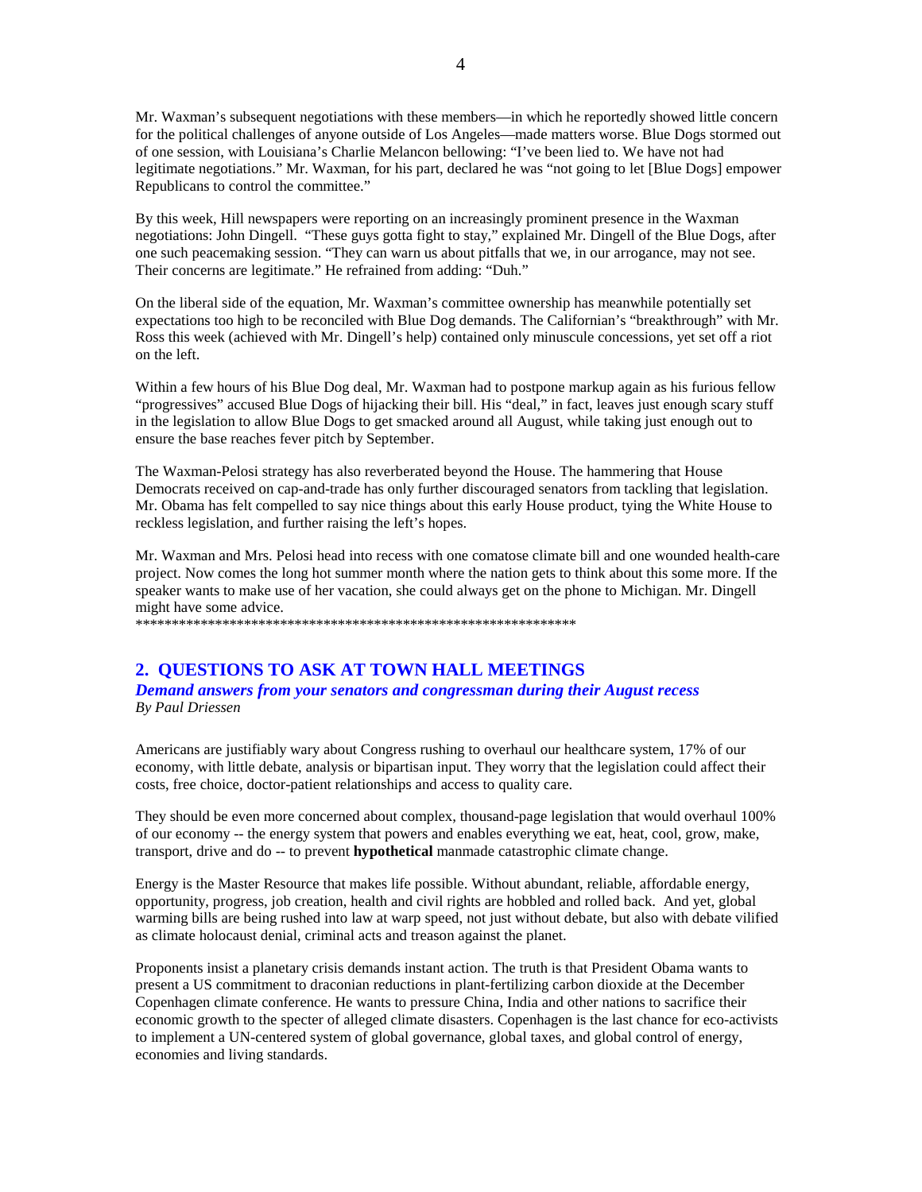Mr. Waxman's subsequent negotiations with these members—in which he reportedly showed little concern for the political challenges of anyone outside of Los Angeles—made matters worse. Blue Dogs stormed out of one session, with Louisiana's Charlie Melancon bellowing: "I've been lied to. We have not had legitimate negotiations." Mr. Waxman, for his part, declared he was "not going to let [Blue Dogs] empower Republicans to control the committee."

By this week, Hill newspapers were reporting on an increasingly prominent presence in the Waxman negotiations: John Dingell. "These guys gotta fight to stay," explained Mr. Dingell of the Blue Dogs, after one such peacemaking session. "They can warn us about pitfalls that we, in our arrogance, may not see. Their concerns are legitimate." He refrained from adding: "Duh."

On the liberal side of the equation, Mr. Waxman's committee ownership has meanwhile potentially set expectations too high to be reconciled with Blue Dog demands. The Californian's "breakthrough" with Mr. Ross this week (achieved with Mr. Dingell's help) contained only minuscule concessions, yet set off a riot on the left.

Within a few hours of his Blue Dog deal, Mr. Waxman had to postpone markup again as his furious fellow "progressives" accused Blue Dogs of hijacking their bill. His "deal," in fact, leaves just enough scary stuff in the legislation to allow Blue Dogs to get smacked around all August, while taking just enough out to ensure the base reaches fever pitch by September.

The Waxman-Pelosi strategy has also reverberated beyond the House. The hammering that House Democrats received on cap-and-trade has only further discouraged senators from tackling that legislation. Mr. Obama has felt compelled to say nice things about this early House product, tying the White House to reckless legislation, and further raising the left's hopes.

Mr. Waxman and Mrs. Pelosi head into recess with one comatose climate bill and one wounded health-care project. Now comes the long hot summer month where the nation gets to think about this some more. If the speaker wants to make use of her vacation, she could always get on the phone to Michigan. Mr. Dingell might have some advice.
*************************************************************

## 2. QUESTIONS TO ASK AT TOWN HALL MEETINGS

***Demand answers from your senators and congressman during their August recess***
*By Paul Driessen*

Americans are justifiably wary about Congress rushing to overhaul our healthcare system, 17% of our economy, with little debate, analysis or bipartisan input. They worry that the legislation could affect their costs, free choice, doctor-patient relationships and access to quality care.

They should be even more concerned about complex, thousand-page legislation that would overhaul 100% of our economy -- the energy system that powers and enables everything we eat, heat, cool, grow, make, transport, drive and do -- to prevent **hypothetical** manmade catastrophic climate change.

Energy is the Master Resource that makes life possible. Without abundant, reliable, affordable energy, opportunity, progress, job creation, health and civil rights are hobbled and rolled back. And yet, global warming bills are being rushed into law at warp speed, not just without debate, but also with debate vilified as climate holocaust denial, criminal acts and treason against the planet.

Proponents insist a planetary crisis demands instant action. The truth is that President Obama wants to present a US commitment to draconian reductions in plant-fertilizing carbon dioxide at the December Copenhagen climate conference. He wants to pressure China, India and other nations to sacrifice their economic growth to the specter of alleged climate disasters. Copenhagen is the last chance for eco-activists to implement a UN-centered system of global governance, global taxes, and global control of energy, economies and living standards.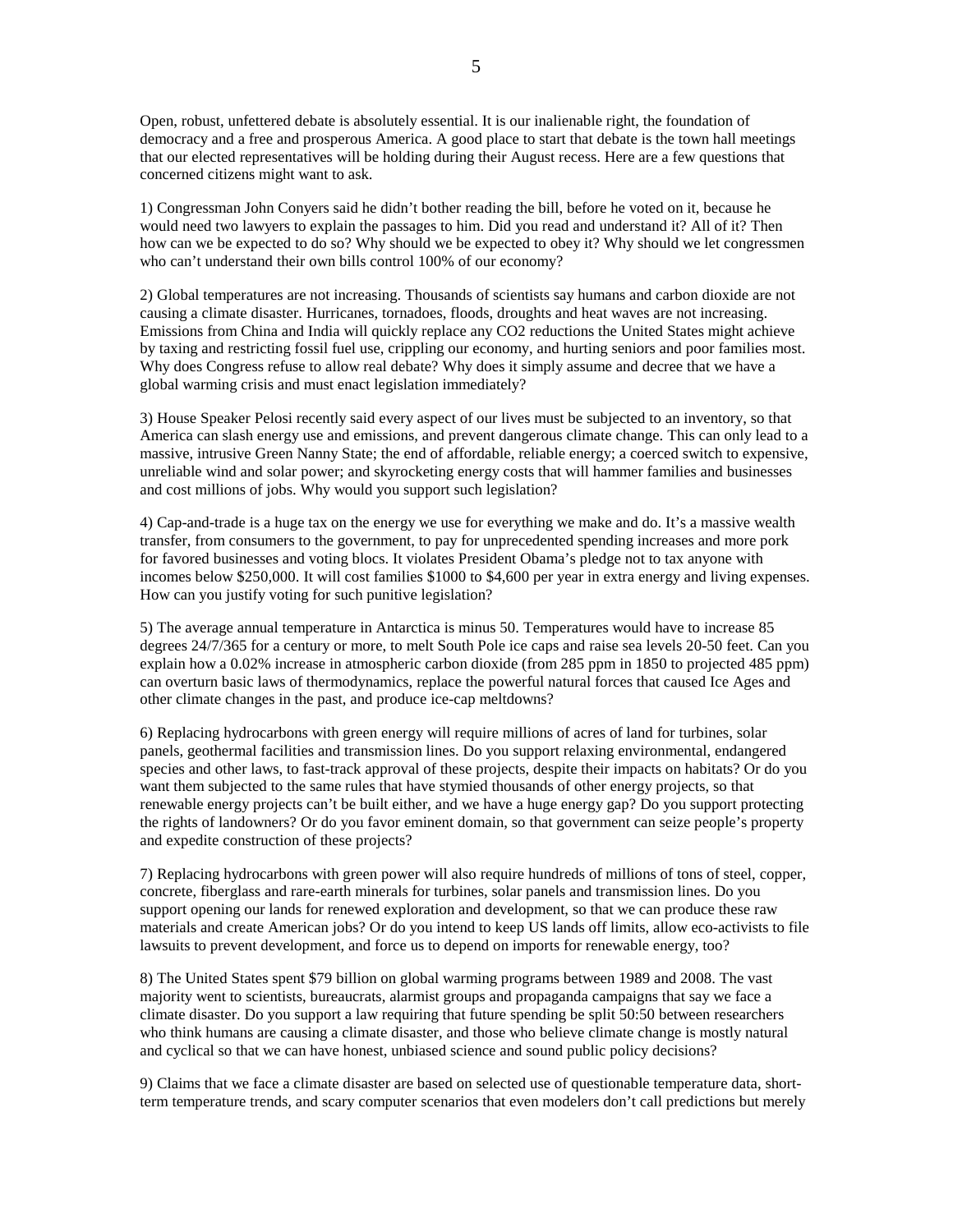Open, robust, unfettered debate is absolutely essential. It is our inalienable right, the foundation of democracy and a free and prosperous America. A good place to start that debate is the town hall meetings that our elected representatives will be holding during their August recess. Here are a few questions that concerned citizens might want to ask.

1) Congressman John Conyers said he didn't bother reading the bill, before he voted on it, because he would need two lawyers to explain the passages to him. Did you read and understand it? All of it? Then how can we be expected to do so? Why should we be expected to obey it? Why should we let congressmen who can't understand their own bills control 100% of our economy?

2) Global temperatures are not increasing. Thousands of scientists say humans and carbon dioxide are not causing a climate disaster. Hurricanes, tornadoes, floods, droughts and heat waves are not increasing. Emissions from China and India will quickly replace any $CO_2$ reductions the United States might achieve by taxing and restricting fossil fuel use, crippling our economy, and hurting seniors and poor families most. Why does Congress refuse to allow real debate? Why does it simply assume and decree that we have a global warming crisis and must enact legislation immediately?

3) House Speaker Pelosi recently said every aspect of our lives must be subjected to an inventory, so that America can slash energy use and emissions, and prevent dangerous climate change. This can only lead to a massive, intrusive Green Nanny State; the end of affordable, reliable energy; a coerced switch to expensive, unreliable wind and solar power; and skyrocketing energy costs that will hammer families and businesses and cost millions of jobs. Why would you support such legislation?

4) Cap-and-trade is a huge tax on the energy we use for everything we make and do. It's a massive wealth transfer, from consumers to the government, to pay for unprecedented spending increases and more pork for favored businesses and voting blocs. It violates President Obama's pledge not to tax anyone with incomes below $250,000. It will cost families $1000 to $4,600 per year in extra energy and living expenses. How can you justify voting for such punitive legislation?

5) The average annual temperature in Antarctica is minus 50. Temperatures would have to increase 85 degrees 24/7/365 for a century or more, to melt South Pole ice caps and raise sea levels 20-50 feet. Can you explain how a 0.02% increase in atmospheric carbon dioxide (from 285 ppm in 1850 to projected 485 ppm) can overturn basic laws of thermodynamics, replace the powerful natural forces that caused Ice Ages and other climate changes in the past, and produce ice-cap meltdowns?

6) Replacing hydrocarbons with green energy will require millions of acres of land for turbines, solar panels, geothermal facilities and transmission lines. Do you support relaxing environmental, endangered species and other laws, to fast-track approval of these projects, despite their impacts on habitats? Or do you want them subjected to the same rules that have stymied thousands of other energy projects, so that renewable energy projects can't be built either, and we have a huge energy gap? Do you support protecting the rights of landowners? Or do you favor eminent domain, so that government can seize people's property and expedite construction of these projects?

7) Replacing hydrocarbons with green power will also require hundreds of millions of tons of steel, copper, concrete, fiberglass and rare-earth minerals for turbines, solar panels and transmission lines. Do you support opening our lands for renewed exploration and development, so that we can produce these raw materials and create American jobs? Or do you intend to keep US lands off limits, allow eco-activists to file lawsuits to prevent development, and force us to depend on imports for renewable energy, too?

8) The United States spent $79 billion on global warming programs between 1989 and 2008. The vast majority went to scientists, bureaucrats, alarmist groups and propaganda campaigns that say we face a climate disaster. Do you support a law requiring that future spending be split 50:50 between researchers who think humans are causing a climate disaster, and those who believe climate change is mostly natural and cyclical so that we can have honest, unbiased science and sound public policy decisions?

9) Claims that we face a climate disaster are based on selected use of questionable temperature data, short-term temperature trends, and scary computer scenarios that even modelers don't call predictions but merely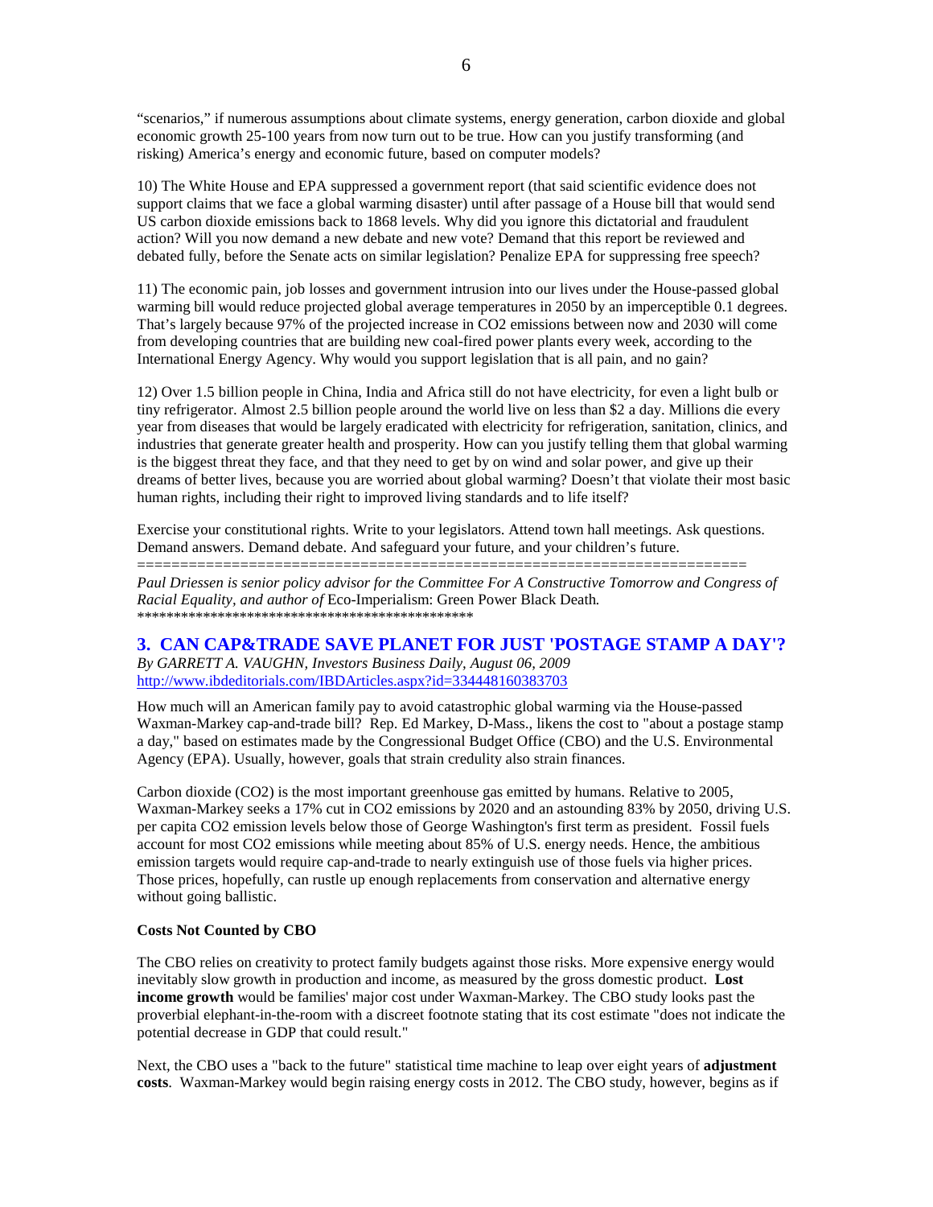"scenarios," if numerous assumptions about climate systems, energy generation, carbon dioxide and global economic growth 25-100 years from now turn out to be true. How can you justify transforming (and risking) America's energy and economic future, based on computer models?

10) The White House and EPA suppressed a government report (that said scientific evidence does not support claims that we face a global warming disaster) until after passage of a House bill that would send US carbon dioxide emissions back to 1868 levels. Why did you ignore this dictatorial and fraudulent action? Will you now demand a new debate and new vote? Demand that this report be reviewed and debated fully, before the Senate acts on similar legislation? Penalize EPA for suppressing free speech?

11) The economic pain, job losses and government intrusion into our lives under the House-passed global warming bill would reduce projected global average temperatures in 2050 by an imperceptible 0.1 degrees. That's largely because 97% of the projected increase in $CO_2$ emissions between now and 2030 will come from developing countries that are building new coal-fired power plants every week, according to the International Energy Agency. Why would you support legislation that is all pain, and no gain?

12) Over 1.5 billion people in China, India and Africa still do not have electricity, for even a light bulb or tiny refrigerator. Almost 2.5 billion people around the world live on less than $2 a day. Millions die every year from diseases that would be largely eradicated with electricity for refrigeration, sanitation, clinics, and industries that generate greater health and prosperity. How can you justify telling them that global warming is the biggest threat they face, and that they need to get by on wind and solar power, and give up their dreams of better lives, because you are worried about global warming? Doesn't that violate their most basic human rights, including their right to improved living standards and to life itself?

Exercise your constitutional rights. Write to your legislators. Attend town hall meetings. Ask questions. Demand answers. Demand debate. And safeguard your future, and your children's future.

========================================================================

*Paul Driessen is senior policy advisor for the Committee For A Constructive Tomorrow and Congress of Racial Equality, and author of* Eco-Imperialism: Green Power Black Death*.*

***********************************************

## 3. CAN CAP&TRADE SAVE PLANET FOR JUST 'POSTAGE STAMP A DAY'?

*By GARRETT A. VAUGHN, Investors Business Daily, August 06, 2009*
http://www.ibdeditorials.com/IBDArticles.aspx?id=334448160383703

How much will an American family pay to avoid catastrophic global warming via the House-passed Waxman-Markey cap-and-trade bill? Rep. Ed Markey, D-Mass., likens the cost to "about a postage stamp a day," based on estimates made by the Congressional Budget Office (CBO) and the U.S. Environmental Agency (EPA). Usually, however, goals that strain credulity also strain finances.

Carbon dioxide ($CO_2$) is the most important greenhouse gas emitted by humans. Relative to 2005, Waxman-Markey seeks a 17% cut in $CO_2$ emissions by 2020 and an astounding 83% by 2050, driving U.S. per capita $CO_2$ emission levels below those of George Washington's first term as president. Fossil fuels account for most $CO_2$ emissions while meeting about 85% of U.S. energy needs. Hence, the ambitious emission targets would require cap-and-trade to nearly extinguish use of those fuels via higher prices. Those prices, hopefully, can rustle up enough replacements from conservation and alternative energy without going ballistic.

**Costs Not Counted by CBO**

The CBO relies on creativity to protect family budgets against those risks. More expensive energy would inevitably slow growth in production and income, as measured by the gross domestic product. **Lost income growth** would be families' major cost under Waxman-Markey. The CBO study looks past the proverbial elephant-in-the-room with a discreet footnote stating that its cost estimate "does not indicate the potential decrease in GDP that could result."

Next, the CBO uses a "back to the future" statistical time machine to leap over eight years of **adjustment costs**. Waxman-Markey would begin raising energy costs in 2012. The CBO study, however, begins as if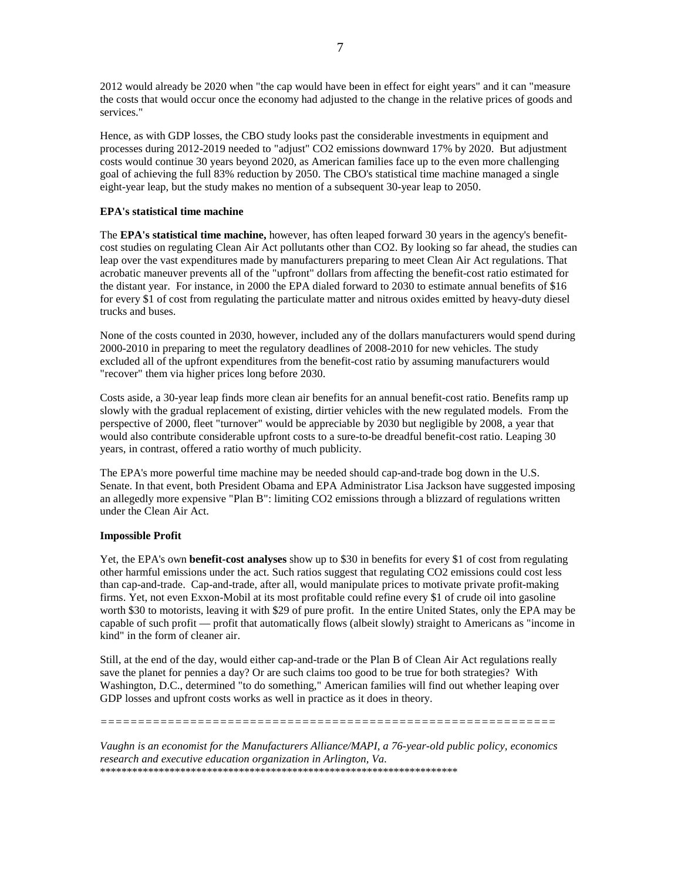2012 would already be 2020 when "the cap would have been in effect for eight years" and it can "measure the costs that would occur once the economy had adjusted to the change in the relative prices of goods and services."

Hence, as with GDP losses, the CBO study looks past the considerable investments in equipment and processes during 2012-2019 needed to "adjust" $CO_2$ emissions downward 17% by 2020. But adjustment costs would continue 30 years beyond 2020, as American families face up to the even more challenging goal of achieving the full 83% reduction by 2050. The CBO's statistical time machine managed a single eight-year leap, but the study makes no mention of a subsequent 30-year leap to 2050.

**EPA's statistical time machine**

The **EPA's statistical time machine,** however, has often leaped forward 30 years in the agency's benefit-cost studies on regulating Clean Air Act pollutants other than $CO_2$. By looking so far ahead, the studies can leap over the vast expenditures made by manufacturers preparing to meet Clean Air Act regulations. That acrobatic maneuver prevents all of the "upfront" dollars from affecting the benefit-cost ratio estimated for the distant year. For instance, in 2000 the EPA dialed forward to 2030 to estimate annual benefits of $16 for every $1 of cost from regulating the particulate matter and nitrous oxides emitted by heavy-duty diesel trucks and buses.

None of the costs counted in 2030, however, included any of the dollars manufacturers would spend during 2000-2010 in preparing to meet the regulatory deadlines of 2008-2010 for new vehicles. The study excluded all of the upfront expenditures from the benefit-cost ratio by assuming manufacturers would "recover" them via higher prices long before 2030.

Costs aside, a 30-year leap finds more clean air benefits for an annual benefit-cost ratio. Benefits ramp up slowly with the gradual replacement of existing, dirtier vehicles with the new regulated models. From the perspective of 2000, fleet "turnover" would be appreciable by 2030 but negligible by 2008, a year that would also contribute considerable upfront costs to a sure-to-be dreadful benefit-cost ratio. Leaping 30 years, in contrast, offered a ratio worthy of much publicity.

The EPA's more powerful time machine may be needed should cap-and-trade bog down in the U.S. Senate. In that event, both President Obama and EPA Administrator Lisa Jackson have suggested imposing an allegedly more expensive "Plan B": limiting $CO_2$ emissions through a blizzard of regulations written under the Clean Air Act.

**Impossible Profit**

Yet, the EPA's own **benefit-cost analyses** show up to $30 in benefits for every $1 of cost from regulating other harmful emissions under the act. Such ratios suggest that regulating $CO_2$ emissions could cost less than cap-and-trade. Cap-and-trade, after all, would manipulate prices to motivate private profit-making firms. Yet, not even Exxon-Mobil at its most profitable could refine every $1 of crude oil into gasoline worth $30 to motorists, leaving it with $29 of pure profit. In the entire United States, only the EPA may be capable of such profit — profit that automatically flows (albeit slowly) straight to Americans as "income in kind" in the form of cleaner air.

Still, at the end of the day, would either cap-and-trade or the Plan B of Clean Air Act regulations really save the planet for pennies a day? Or are such claims too good to be true for both strategies? With Washington, D.C., determined "to do something," American families will find out whether leaping over GDP losses and upfront costs works as well in practice as it does in theory.

==============================================================

*Vaughn is an economist for the Manufacturers Alliance/MAPI, a 76-year-old public policy, economics research and executive education organization in Arlington, Va.*

********************************************************************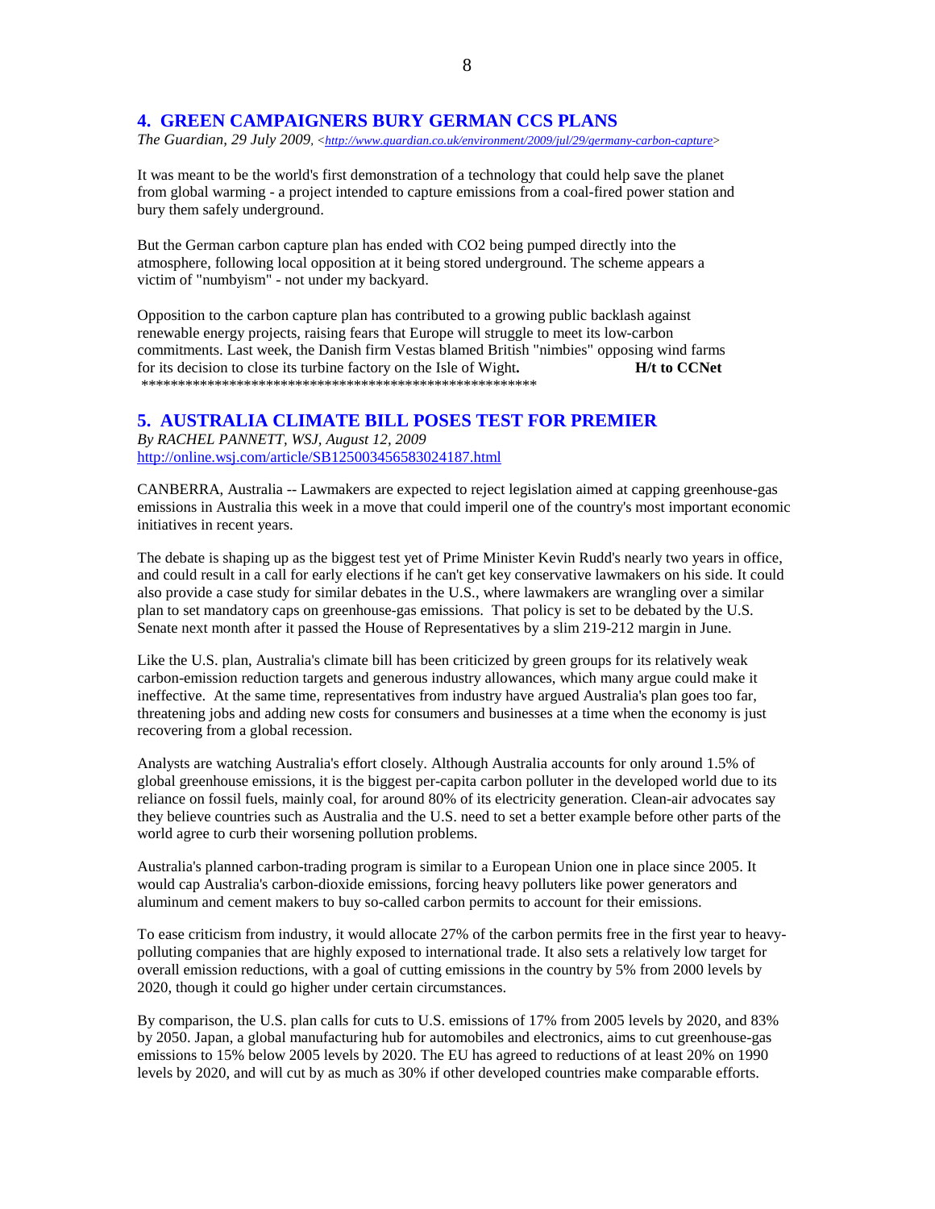## 4. GREEN CAMPAIGNERS BURY GERMAN CCS PLANS

*The Guardian, 29 July 2009,* <http://www.guardian.co.uk/environment/2009/jul/29/germany-carbon-capture>

It was meant to be the world's first demonstration of a technology that could help save the planet from global warming - a project intended to capture emissions from a coal-fired power station and bury them safely underground.

But the German carbon capture plan has ended with CO2 being pumped directly into the atmosphere, following local opposition at it being stored underground. The scheme appears a victim of "numbyism" - not under my backyard.

Opposition to the carbon capture plan has contributed to a growing public backlash against renewable energy projects, raising fears that Europe will struggle to meet its low-carbon commitments. Last week, the Danish firm Vestas blamed British "nimbies" opposing wind farms for its decision to close its turbine factory on the Isle of Wight. **H/t to CCNet**

*******************************************************

## 5. AUSTRALIA CLIMATE BILL POSES TEST FOR PREMIER

*By RACHEL PANNETT, WSJ, August 12, 2009*
http://online.wsj.com/article/SB125003456583024187.html

CANBERRA, Australia -- Lawmakers are expected to reject legislation aimed at capping greenhouse-gas emissions in Australia this week in a move that could imperil one of the country's most important economic initiatives in recent years.

The debate is shaping up as the biggest test yet of Prime Minister Kevin Rudd's nearly two years in office, and could result in a call for early elections if he can't get key conservative lawmakers on his side. It could also provide a case study for similar debates in the U.S., where lawmakers are wrangling over a similar plan to set mandatory caps on greenhouse-gas emissions. That policy is set to be debated by the U.S. Senate next month after it passed the House of Representatives by a slim 219-212 margin in June.

Like the U.S. plan, Australia's climate bill has been criticized by green groups for its relatively weak carbon-emission reduction targets and generous industry allowances, which many argue could make it ineffective. At the same time, representatives from industry have argued Australia's plan goes too far, threatening jobs and adding new costs for consumers and businesses at a time when the economy is just recovering from a global recession.

Analysts are watching Australia's effort closely. Although Australia accounts for only around 1.5% of global greenhouse emissions, it is the biggest per-capita carbon polluter in the developed world due to its reliance on fossil fuels, mainly coal, for around 80% of its electricity generation. Clean-air advocates say they believe countries such as Australia and the U.S. need to set a better example before other parts of the world agree to curb their worsening pollution problems.

Australia's planned carbon-trading program is similar to a European Union one in place since 2005. It would cap Australia's carbon-dioxide emissions, forcing heavy polluters like power generators and aluminum and cement makers to buy so-called carbon permits to account for their emissions.

To ease criticism from industry, it would allocate 27% of the carbon permits free in the first year to heavy-polluting companies that are highly exposed to international trade. It also sets a relatively low target for overall emission reductions, with a goal of cutting emissions in the country by 5% from 2000 levels by 2020, though it could go higher under certain circumstances.

By comparison, the U.S. plan calls for cuts to U.S. emissions of 17% from 2005 levels by 2020, and 83% by 2050. Japan, a global manufacturing hub for automobiles and electronics, aims to cut greenhouse-gas emissions to 15% below 2005 levels by 2020. The EU has agreed to reductions of at least 20% on 1990 levels by 2020, and will cut by as much as 30% if other developed countries make comparable efforts.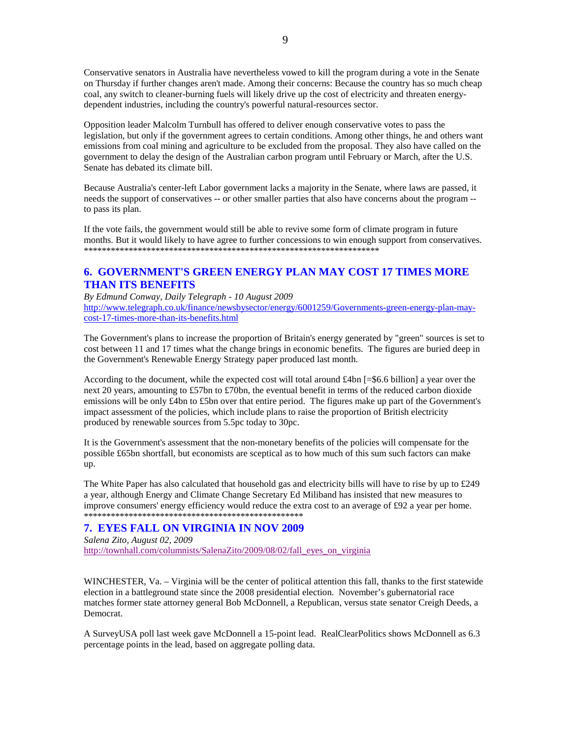Conservative senators in Australia have nevertheless vowed to kill the program during a vote in the Senate on Thursday if further changes aren't made. Among their concerns: Because the country has so much cheap coal, any switch to cleaner-burning fuels will likely drive up the cost of electricity and threaten energy-dependent industries, including the country's powerful natural-resources sector.

Opposition leader Malcolm Turnbull has offered to deliver enough conservative votes to pass the legislation, but only if the government agrees to certain conditions. Among other things, he and others want emissions from coal mining and agriculture to be excluded from the proposal. They also have called on the government to delay the design of the Australian carbon program until February or March, after the U.S. Senate has debated its climate bill.

Because Australia's center-left Labor government lacks a majority in the Senate, where laws are passed, it needs the support of conservatives -- or other smaller parties that also have concerns about the program -- to pass its plan.

If the vote fails, the government would still be able to revive some form of climate program in future months. But it would likely to have agree to further concessions to win enough support from conservatives.
******************************************************************

## 6. GOVERNMENT'S GREEN ENERGY PLAN MAY COST 17 TIMES MORE THAN ITS BENEFITS

*By Edmund Conway, Daily Telegraph - 10 August 2009*
http://www.telegraph.co.uk/finance/newsbysector/energy/6001259/Governments-green-energy-plan-may-cost-17-times-more-than-its-benefits.html

The Government's plans to increase the proportion of Britain's energy generated by "green" sources is set to cost between 11 and 17 times what the change brings in economic benefits. The figures are buried deep in the Government's Renewable Energy Strategy paper produced last month.

According to the document, while the expected cost will total around £4bn [=$6.6 billion] a year over the next 20 years, amounting to £57bn to £70bn, the eventual benefit in terms of the reduced carbon dioxide emissions will be only £4bn to £5bn over that entire period. The figures make up part of the Government's impact assessment of the policies, which include plans to raise the proportion of British electricity produced by renewable sources from 5.5pc today to 30pc.

It is the Government's assessment that the non-monetary benefits of the policies will compensate for the possible £65bn shortfall, but economists are sceptical as to how much of this sum such factors can make up.

The White Paper has also calculated that household gas and electricity bills will have to rise by up to £249 a year, although Energy and Climate Change Secretary Ed Miliband has insisted that new measures to improve consumers' energy efficiency would reduce the extra cost to an average of £92 a year per home.
**************************************************

## 7. EYES FALL ON VIRGINIA IN NOV 2009

*Salena Zito, August 02, 2009*
http://townhall.com/columnists/SalenaZito/2009/08/02/fall_eyes_on_virginia

WINCHESTER, Va. – Virginia will be the center of political attention this fall, thanks to the first statewide election in a battleground state since the 2008 presidential election. November's gubernatorial race matches former state attorney general Bob McDonnell, a Republican, versus state senator Creigh Deeds, a Democrat.

A SurveyUSA poll last week gave McDonnell a 15-point lead. RealClearPolitics shows McDonnell as 6.3 percentage points in the lead, based on aggregate polling data.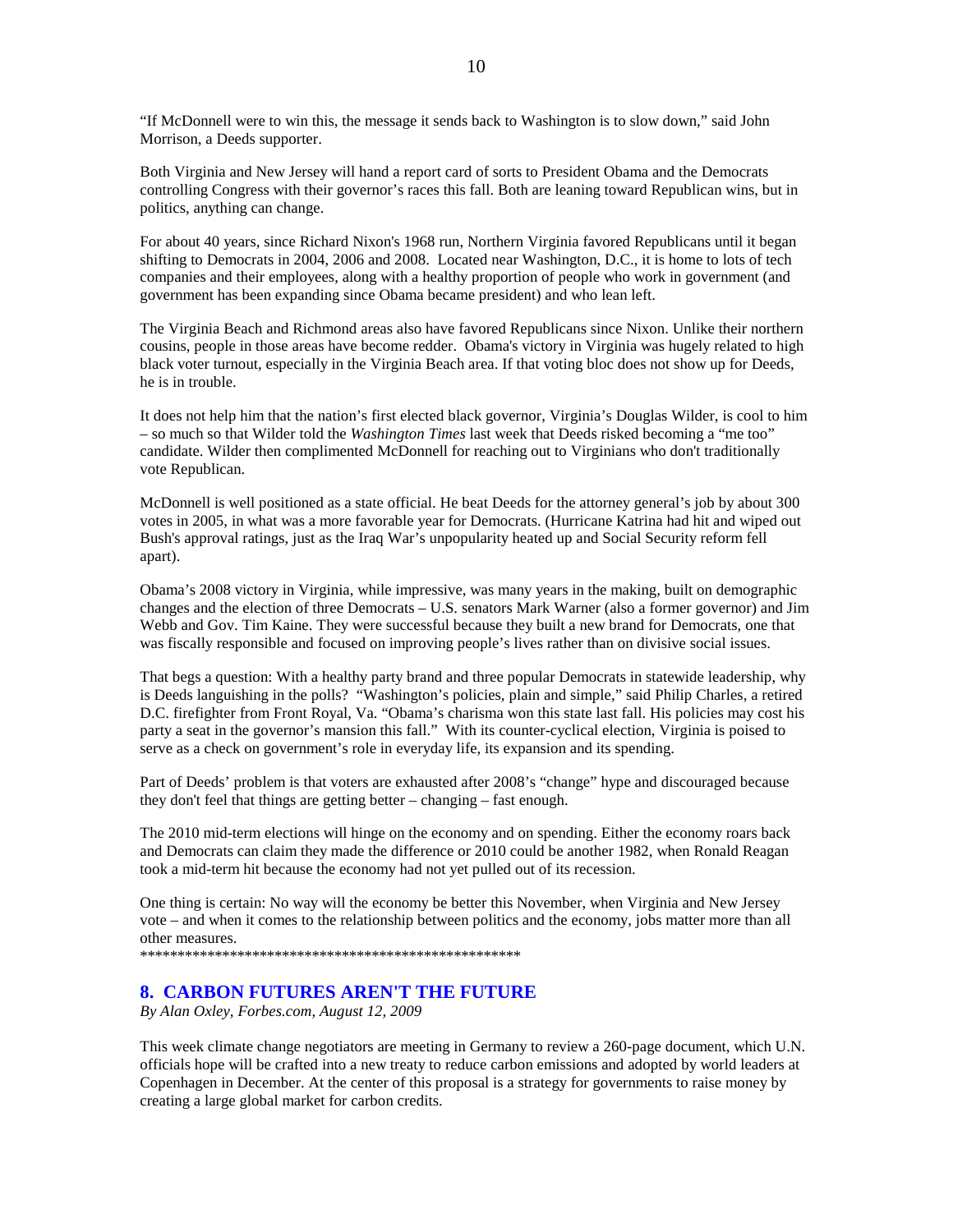"If McDonnell were to win this, the message it sends back to Washington is to slow down," said John Morrison, a Deeds supporter.

Both Virginia and New Jersey will hand a report card of sorts to President Obama and the Democrats controlling Congress with their governor's races this fall. Both are leaning toward Republican wins, but in politics, anything can change.

For about 40 years, since Richard Nixon's 1968 run, Northern Virginia favored Republicans until it began shifting to Democrats in 2004, 2006 and 2008. Located near Washington, D.C., it is home to lots of tech companies and their employees, along with a healthy proportion of people who work in government (and government has been expanding since Obama became president) and who lean left.

The Virginia Beach and Richmond areas also have favored Republicans since Nixon. Unlike their northern cousins, people in those areas have become redder. Obama's victory in Virginia was hugely related to high black voter turnout, especially in the Virginia Beach area. If that voting bloc does not show up for Deeds, he is in trouble.

It does not help him that the nation's first elected black governor, Virginia's Douglas Wilder, is cool to him – so much so that Wilder told the *Washington Times* last week that Deeds risked becoming a "me too" candidate. Wilder then complimented McDonnell for reaching out to Virginians who don't traditionally vote Republican.

McDonnell is well positioned as a state official. He beat Deeds for the attorney general's job by about 300 votes in 2005, in what was a more favorable year for Democrats. (Hurricane Katrina had hit and wiped out Bush's approval ratings, just as the Iraq War's unpopularity heated up and Social Security reform fell apart).

Obama's 2008 victory in Virginia, while impressive, was many years in the making, built on demographic changes and the election of three Democrats – U.S. senators Mark Warner (also a former governor) and Jim Webb and Gov. Tim Kaine. They were successful because they built a new brand for Democrats, one that was fiscally responsible and focused on improving people's lives rather than on divisive social issues.

That begs a question: With a healthy party brand and three popular Democrats in statewide leadership, why is Deeds languishing in the polls? "Washington's policies, plain and simple," said Philip Charles, a retired D.C. firefighter from Front Royal, Va. "Obama's charisma won this state last fall. His policies may cost his party a seat in the governor's mansion this fall." With its counter-cyclical election, Virginia is poised to serve as a check on government's role in everyday life, its expansion and its spending.

Part of Deeds' problem is that voters are exhausted after 2008's "change" hype and discouraged because they don't feel that things are getting better – changing – fast enough.

The 2010 mid-term elections will hinge on the economy and on spending. Either the economy roars back and Democrats can claim they made the difference or 2010 could be another 1982, when Ronald Reagan took a mid-term hit because the economy had not yet pulled out of its recession.

One thing is certain: No way will the economy be better this November, when Virginia and New Jersey vote – and when it comes to the relationship between politics and the economy, jobs matter more than all other measures.

****************************************************

## 8. CARBON FUTURES AREN'T THE FUTURE

*By Alan Oxley, Forbes.com, August 12, 2009*

This week climate change negotiators are meeting in Germany to review a 260-page document, which U.N. officials hope will be crafted into a new treaty to reduce carbon emissions and adopted by world leaders at Copenhagen in December. At the center of this proposal is a strategy for governments to raise money by creating a large global market for carbon credits.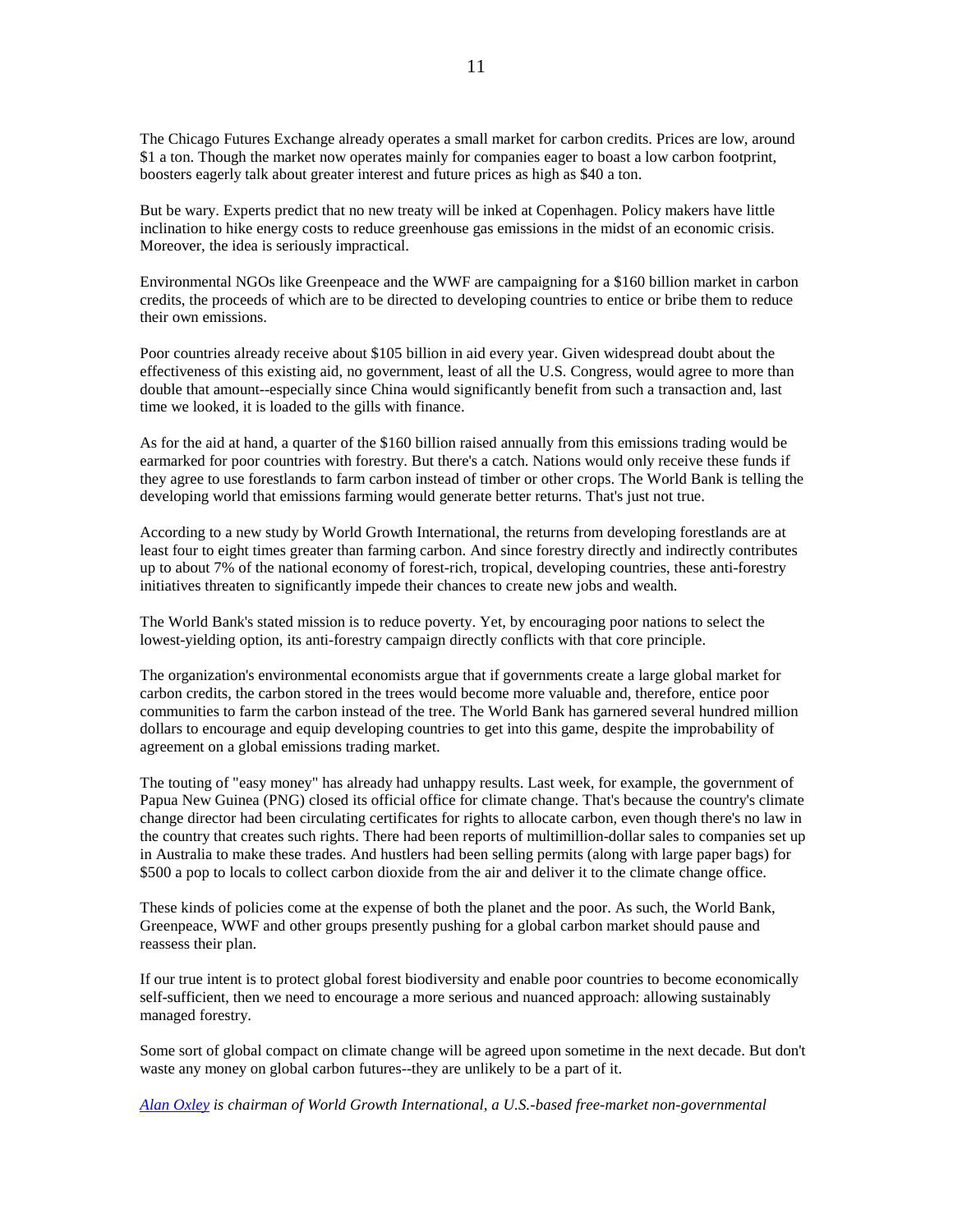The Chicago Futures Exchange already operates a small market for carbon credits. Prices are low, around $1 a ton. Though the market now operates mainly for companies eager to boast a low carbon footprint, boosters eagerly talk about greater interest and future prices as high as $40 a ton.

But be wary. Experts predict that no new treaty will be inked at Copenhagen. Policy makers have little inclination to hike energy costs to reduce greenhouse gas emissions in the midst of an economic crisis. Moreover, the idea is seriously impractical.

Environmental NGOs like Greenpeace and the WWF are campaigning for a $160 billion market in carbon credits, the proceeds of which are to be directed to developing countries to entice or bribe them to reduce their own emissions.

Poor countries already receive about $105 billion in aid every year. Given widespread doubt about the effectiveness of this existing aid, no government, least of all the U.S. Congress, would agree to more than double that amount--especially since China would significantly benefit from such a transaction and, last time we looked, it is loaded to the gills with finance.

As for the aid at hand, a quarter of the $160 billion raised annually from this emissions trading would be earmarked for poor countries with forestry. But there's a catch. Nations would only receive these funds if they agree to use forestlands to farm carbon instead of timber or other crops. The World Bank is telling the developing world that emissions farming would generate better returns. That's just not true.

According to a new study by World Growth International, the returns from developing forestlands are at least four to eight times greater than farming carbon. And since forestry directly and indirectly contributes up to about 7% of the national economy of forest-rich, tropical, developing countries, these anti-forestry initiatives threaten to significantly impede their chances to create new jobs and wealth.

The World Bank's stated mission is to reduce poverty. Yet, by encouraging poor nations to select the lowest-yielding option, its anti-forestry campaign directly conflicts with that core principle.

The organization's environmental economists argue that if governments create a large global market for carbon credits, the carbon stored in the trees would become more valuable and, therefore, entice poor communities to farm the carbon instead of the tree. The World Bank has garnered several hundred million dollars to encourage and equip developing countries to get into this game, despite the improbability of agreement on a global emissions trading market.

The touting of "easy money" has already had unhappy results. Last week, for example, the government of Papua New Guinea (PNG) closed its official office for climate change. That's because the country's climate change director had been circulating certificates for rights to allocate carbon, even though there's no law in the country that creates such rights. There had been reports of multimillion-dollar sales to companies set up in Australia to make these trades. And hustlers had been selling permits (along with large paper bags) for $500 a pop to locals to collect carbon dioxide from the air and deliver it to the climate change office.

These kinds of policies come at the expense of both the planet and the poor. As such, the World Bank, Greenpeace, WWF and other groups presently pushing for a global carbon market should pause and reassess their plan.

If our true intent is to protect global forest biodiversity and enable poor countries to become economically self-sufficient, then we need to encourage a more serious and nuanced approach: allowing sustainably managed forestry.

Some sort of global compact on climate change will be agreed upon sometime in the next decade. But don't waste any money on global carbon futures--they are unlikely to be a part of it.

*Alan Oxley is chairman of World Growth International, a U.S.-based free-market non-governmental*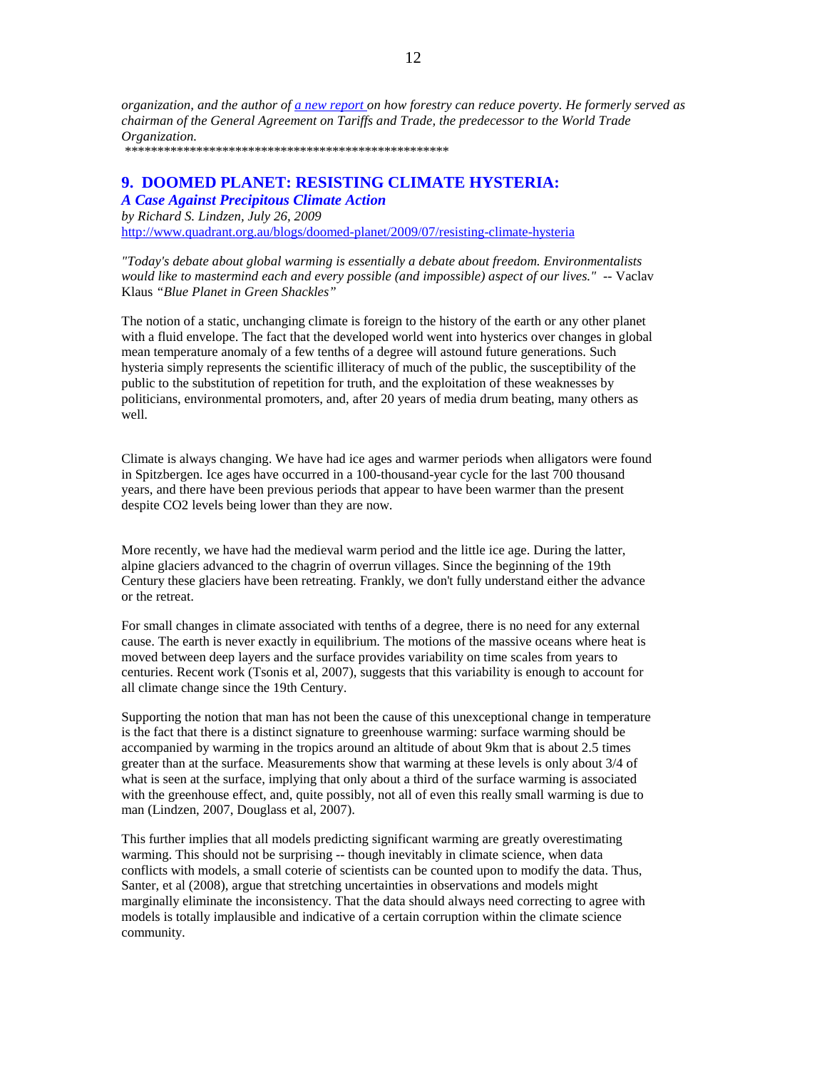*organization, and the author of [a new report](#) on how forestry can reduce poverty. He formerly served as chairman of the General Agreement on Tariffs and Trade, the predecessor to the World Trade Organization.*

***************************************************

## 9. DOOMED PLANET: RESISTING CLIMATE HYSTERIA:

***A Case Against Precipitous Climate Action***

*by Richard S. Lindzen, July 26, 2009*

http://www.quadrant.org.au/blogs/doomed-planet/2009/07/resisting-climate-hysteria

*"Today's debate about global warming is essentially a debate about freedom. Environmentalists would like to mastermind each and every possible (and impossible) aspect of our lives."* -- Vaclav Klaus *"Blue Planet in Green Shackles"*

The notion of a static, unchanging climate is foreign to the history of the earth or any other planet with a fluid envelope. The fact that the developed world went into hysterics over changes in global mean temperature anomaly of a few tenths of a degree will astound future generations. Such hysteria simply represents the scientific illiteracy of much of the public, the susceptibility of the public to the substitution of repetition for truth, and the exploitation of these weaknesses by politicians, environmental promoters, and, after 20 years of media drum beating, many others as well.

Climate is always changing. We have had ice ages and warmer periods when alligators were found in Spitzbergen. Ice ages have occurred in a 100-thousand-year cycle for the last 700 thousand years, and there have been previous periods that appear to have been warmer than the present despite CO2 levels being lower than they are now.

More recently, we have had the medieval warm period and the little ice age. During the latter, alpine glaciers advanced to the chagrin of overrun villages. Since the beginning of the 19th Century these glaciers have been retreating. Frankly, we don't fully understand either the advance or the retreat.

For small changes in climate associated with tenths of a degree, there is no need for any external cause. The earth is never exactly in equilibrium. The motions of the massive oceans where heat is moved between deep layers and the surface provides variability on time scales from years to centuries. Recent work (Tsonis et al, 2007), suggests that this variability is enough to account for all climate change since the 19th Century.

Supporting the notion that man has not been the cause of this unexceptional change in temperature is the fact that there is a distinct signature to greenhouse warming: surface warming should be accompanied by warming in the tropics around an altitude of about 9km that is about 2.5 times greater than at the surface. Measurements show that warming at these levels is only about 3/4 of what is seen at the surface, implying that only about a third of the surface warming is associated with the greenhouse effect, and, quite possibly, not all of even this really small warming is due to man (Lindzen, 2007, Douglass et al, 2007).

This further implies that all models predicting significant warming are greatly overestimating warming. This should not be surprising -- though inevitably in climate science, when data conflicts with models, a small coterie of scientists can be counted upon to modify the data. Thus, Santer, et al (2008), argue that stretching uncertainties in observations and models might marginally eliminate the inconsistency. That the data should always need correcting to agree with models is totally implausible and indicative of a certain corruption within the climate science community.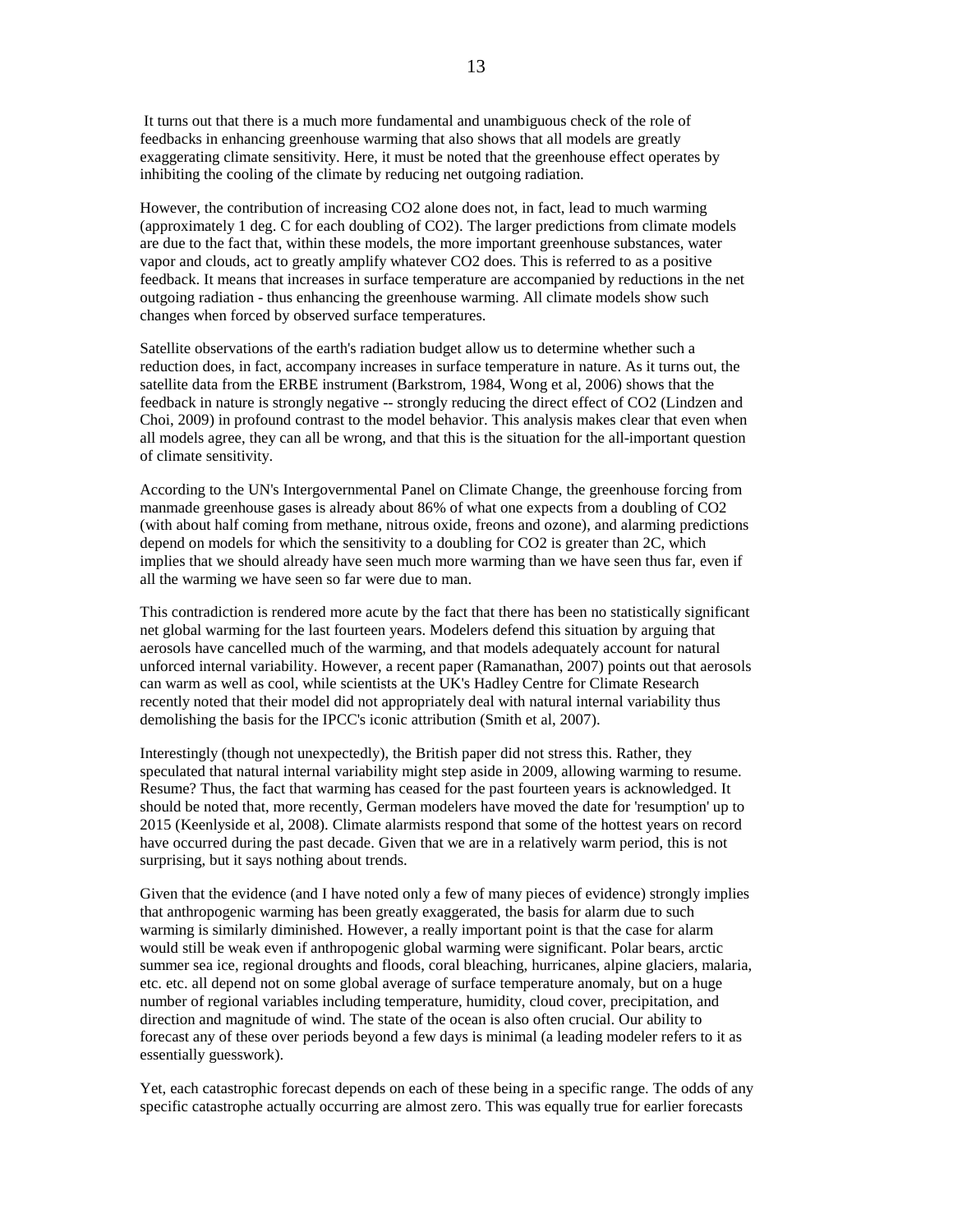It turns out that there is a much more fundamental and unambiguous check of the role of feedbacks in enhancing greenhouse warming that also shows that all models are greatly exaggerating climate sensitivity. Here, it must be noted that the greenhouse effect operates by inhibiting the cooling of the climate by reducing net outgoing radiation.

However, the contribution of increasing $CO_2$ alone does not, in fact, lead to much warming (approximately 1 deg. C for each doubling of $CO_2$). The larger predictions from climate models are due to the fact that, within these models, the more important greenhouse substances, water vapor and clouds, act to greatly amplify whatever $CO_2$ does. This is referred to as a positive feedback. It means that increases in surface temperature are accompanied by reductions in the net outgoing radiation - thus enhancing the greenhouse warming. All climate models show such changes when forced by observed surface temperatures.

Satellite observations of the earth's radiation budget allow us to determine whether such a reduction does, in fact, accompany increases in surface temperature in nature. As it turns out, the satellite data from the ERBE instrument (Barkstrom, 1984, Wong et al, 2006) shows that the feedback in nature is strongly negative -- strongly reducing the direct effect of $CO_2$ (Lindzen and Choi, 2009) in profound contrast to the model behavior. This analysis makes clear that even when all models agree, they can all be wrong, and that this is the situation for the all-important question of climate sensitivity.

According to the UN's Intergovernmental Panel on Climate Change, the greenhouse forcing from manmade greenhouse gases is already about 86% of what one expects from a doubling of $CO_2$ (with about half coming from methane, nitrous oxide, freons and ozone), and alarming predictions depend on models for which the sensitivity to a doubling for $CO_2$ is greater than 2C, which implies that we should already have seen much more warming than we have seen thus far, even if all the warming we have seen so far were due to man.

This contradiction is rendered more acute by the fact that there has been no statistically significant net global warming for the last fourteen years. Modelers defend this situation by arguing that aerosols have cancelled much of the warming, and that models adequately account for natural unforced internal variability. However, a recent paper (Ramanathan, 2007) points out that aerosols can warm as well as cool, while scientists at the UK's Hadley Centre for Climate Research recently noted that their model did not appropriately deal with natural internal variability thus demolishing the basis for the IPCC's iconic attribution (Smith et al, 2007).

Interestingly (though not unexpectedly), the British paper did not stress this. Rather, they speculated that natural internal variability might step aside in 2009, allowing warming to resume. Resume? Thus, the fact that warming has ceased for the past fourteen years is acknowledged. It should be noted that, more recently, German modelers have moved the date for 'resumption' up to 2015 (Keenlyside et al, 2008). Climate alarmists respond that some of the hottest years on record have occurred during the past decade. Given that we are in a relatively warm period, this is not surprising, but it says nothing about trends.

Given that the evidence (and I have noted only a few of many pieces of evidence) strongly implies that anthropogenic warming has been greatly exaggerated, the basis for alarm due to such warming is similarly diminished. However, a really important point is that the case for alarm would still be weak even if anthropogenic global warming were significant. Polar bears, arctic summer sea ice, regional droughts and floods, coral bleaching, hurricanes, alpine glaciers, malaria, etc. etc. all depend not on some global average of surface temperature anomaly, but on a huge number of regional variables including temperature, humidity, cloud cover, precipitation, and direction and magnitude of wind. The state of the ocean is also often crucial. Our ability to forecast any of these over periods beyond a few days is minimal (a leading modeler refers to it as essentially guesswork).

Yet, each catastrophic forecast depends on each of these being in a specific range. The odds of any specific catastrophe actually occurring are almost zero. This was equally true for earlier forecasts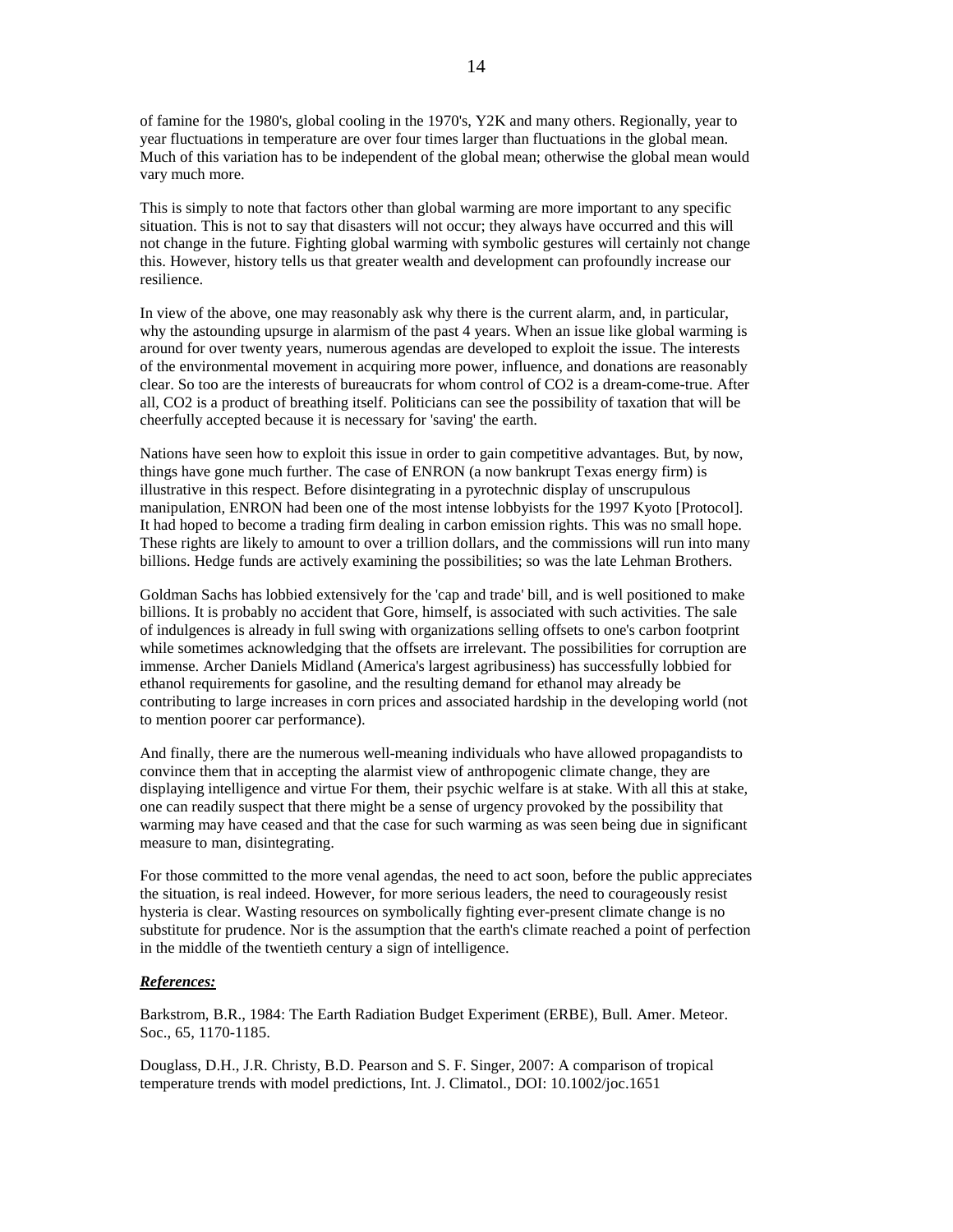of famine for the 1980's, global cooling in the 1970's, Y2K and many others. Regionally, year to year fluctuations in temperature are over four times larger than fluctuations in the global mean. Much of this variation has to be independent of the global mean; otherwise the global mean would vary much more.

This is simply to note that factors other than global warming are more important to any specific situation. This is not to say that disasters will not occur; they always have occurred and this will not change in the future. Fighting global warming with symbolic gestures will certainly not change this. However, history tells us that greater wealth and development can profoundly increase our resilience.

In view of the above, one may reasonably ask why there is the current alarm, and, in particular, why the astounding upsurge in alarmism of the past 4 years. When an issue like global warming is around for over twenty years, numerous agendas are developed to exploit the issue. The interests of the environmental movement in acquiring more power, influence, and donations are reasonably clear. So too are the interests of bureaucrats for whom control of $CO_2$ is a dream-come-true. After all, $CO_2$ is a product of breathing itself. Politicians can see the possibility of taxation that will be cheerfully accepted because it is necessary for 'saving' the earth.

Nations have seen how to exploit this issue in order to gain competitive advantages. But, by now, things have gone much further. The case of ENRON (a now bankrupt Texas energy firm) is illustrative in this respect. Before disintegrating in a pyrotechnic display of unscrupulous manipulation, ENRON had been one of the most intense lobbyists for the 1997 Kyoto [Protocol]. It had hoped to become a trading firm dealing in carbon emission rights. This was no small hope. These rights are likely to amount to over a trillion dollars, and the commissions will run into many billions. Hedge funds are actively examining the possibilities; so was the late Lehman Brothers.

Goldman Sachs has lobbied extensively for the 'cap and trade' bill, and is well positioned to make billions. It is probably no accident that Gore, himself, is associated with such activities. The sale of indulgences is already in full swing with organizations selling offsets to one's carbon footprint while sometimes acknowledging that the offsets are irrelevant. The possibilities for corruption are immense. Archer Daniels Midland (America's largest agribusiness) has successfully lobbied for ethanol requirements for gasoline, and the resulting demand for ethanol may already be contributing to large increases in corn prices and associated hardship in the developing world (not to mention poorer car performance).

And finally, there are the numerous well-meaning individuals who have allowed propagandists to convince them that in accepting the alarmist view of anthropogenic climate change, they are displaying intelligence and virtue For them, their psychic welfare is at stake. With all this at stake, one can readily suspect that there might be a sense of urgency provoked by the possibility that warming may have ceased and that the case for such warming as was seen being due in significant measure to man, disintegrating.

For those committed to the more venal agendas, the need to act soon, before the public appreciates the situation, is real indeed. However, for more serious leaders, the need to courageously resist hysteria is clear. Wasting resources on symbolically fighting ever-present climate change is no substitute for prudence. Nor is the assumption that the earth's climate reached a point of perfection in the middle of the twentieth century a sign of intelligence.

***References:***

Barkstrom, B.R., 1984: The Earth Radiation Budget Experiment (ERBE), Bull. Amer. Meteor. Soc., 65, 1170-1185.

Douglass, D.H., J.R. Christy, B.D. Pearson and S. F. Singer, 2007: A comparison of tropical temperature trends with model predictions, Int. J. Climatol., DOI: 10.1002/joc.1651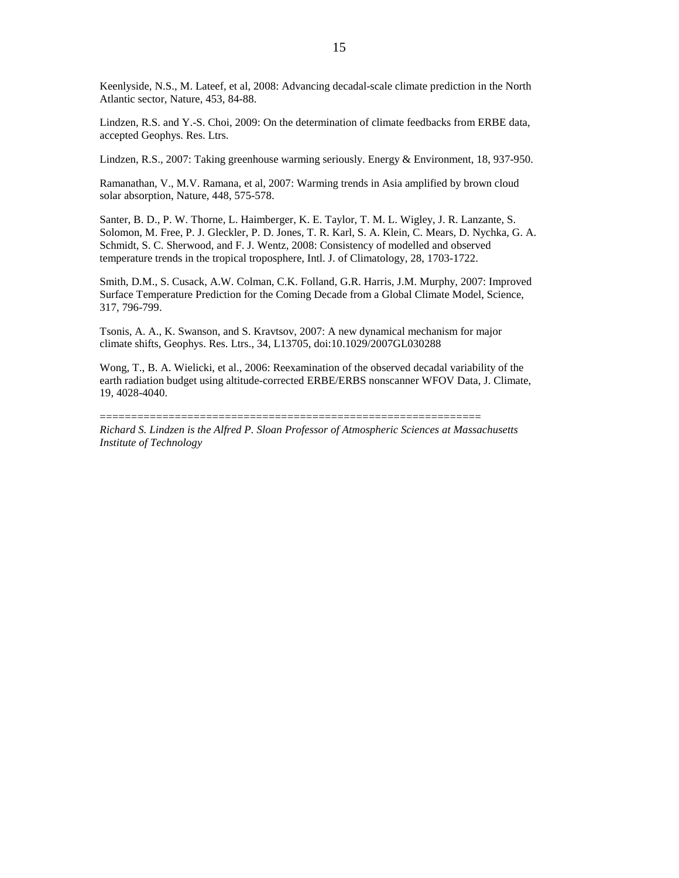Keenlyside, N.S., M. Lateef, et al, 2008: Advancing decadal-scale climate prediction in the North Atlantic sector, Nature, 453, 84-88.

Lindzen, R.S. and Y.-S. Choi, 2009: On the determination of climate feedbacks from ERBE data, accepted Geophys. Res. Ltrs.

Lindzen, R.S., 2007: Taking greenhouse warming seriously. Energy & Environment, 18, 937-950.

Ramanathan, V., M.V. Ramana, et al, 2007: Warming trends in Asia amplified by brown cloud solar absorption, Nature, 448, 575-578.

Santer, B. D., P. W. Thorne, L. Haimberger, K. E. Taylor, T. M. L. Wigley, J. R. Lanzante, S. Solomon, M. Free, P. J. Gleckler, P. D. Jones, T. R. Karl, S. A. Klein, C. Mears, D. Nychka, G. A. Schmidt, S. C. Sherwood, and F. J. Wentz, 2008: Consistency of modelled and observed temperature trends in the tropical troposphere, Intl. J. of Climatology, 28, 1703-1722.

Smith, D.M., S. Cusack, A.W. Colman, C.K. Folland, G.R. Harris, J.M. Murphy, 2007: Improved Surface Temperature Prediction for the Coming Decade from a Global Climate Model, Science, 317, 796-799.

Tsonis, A. A., K. Swanson, and S. Kravtsov, 2007: A new dynamical mechanism for major climate shifts, Geophys. Res. Ltrs., 34, L13705, doi:10.1029/2007GL030288

Wong, T., B. A. Wielicki, et al., 2006: Reexamination of the observed decadal variability of the earth radiation budget using altitude-corrected ERBE/ERBS nonscanner WFOV Data, J. Climate, 19, 4028-4040.

=============================================================

*Richard S. Lindzen is the Alfred P. Sloan Professor of Atmospheric Sciences at Massachusetts Institute of Technology*